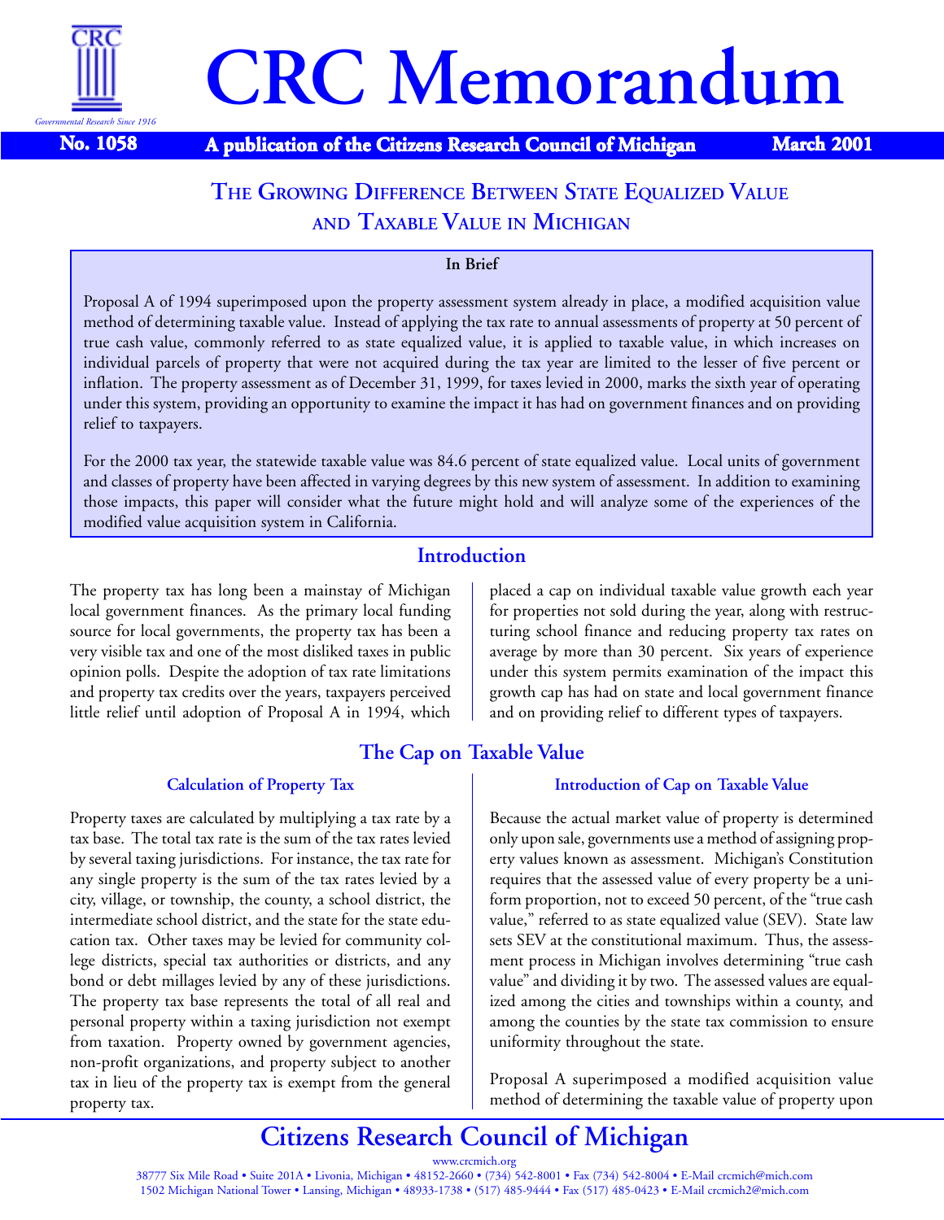# CRC Memorandum

**No. 1058** **A publication of the Citizens Research Council of Michigan** **March 2001**

## THE GROWING DIFFERENCE BETWEEN STATE EQUALIZED VALUE AND TAXABLE VALUE IN MICHIGAN

**In Brief**

Proposal A of 1994 superimposed upon the property assessment system already in place, a modified acquisition value method of determining taxable value. Instead of applying the tax rate to annual assessments of property at 50 percent of true cash value, commonly referred to as state equalized value, it is applied to taxable value, in which increases on individual parcels of property that were not acquired during the tax year are limited to the lesser of five percent or inflation. The property assessment as of December 31, 1999, for taxes levied in 2000, marks the sixth year of operating under this system, providing an opportunity to examine the impact it has had on government finances and on providing relief to taxpayers.

For the 2000 tax year, the statewide taxable value was 84.6 percent of state equalized value. Local units of government and classes of property have been affected in varying degrees by this new system of assessment. In addition to examining those impacts, this paper will consider what the future might hold and will analyze some of the experiences of the modified value acquisition system in California.

## Introduction

The property tax has long been a mainstay of Michigan local government finances. As the primary local funding source for local governments, the property tax has been a very visible tax and one of the most disliked taxes in public opinion polls. Despite the adoption of tax rate limitations and property tax credits over the years, taxpayers perceived little relief until adoption of Proposal A in 1994, which placed a cap on individual taxable value growth each year for properties not sold during the year, along with restructuring school finance and reducing property tax rates on average by more than 30 percent. Six years of experience under this system permits examination of the impact this growth cap has had on state and local government finance and on providing relief to different types of taxpayers.

## The Cap on Taxable Value

### Calculation of Property Tax

Property taxes are calculated by multiplying a tax rate by a tax base. The total tax rate is the sum of the tax rates levied by several taxing jurisdictions. For instance, the tax rate for any single property is the sum of the tax rates levied by a city, village, or township, the county, a school district, the intermediate school district, and the state for the state education tax. Other taxes may be levied for community college districts, special tax authorities or districts, and any bond or debt millages levied by any of these jurisdictions. The property tax base represents the total of all real and personal property within a taxing jurisdiction not exempt from taxation. Property owned by government agencies, non-profit organizations, and property subject to another tax in lieu of the property tax is exempt from the general property tax.

### Introduction of Cap on Taxable Value

Because the actual market value of property is determined only upon sale, governments use a method of assigning property values known as assessment. Michigan's Constitution requires that the assessed value of every property be a uniform proportion, not to exceed 50 percent, of the "true cash value," referred to as state equalized value (SEV). State law sets SEV at the constitutional maximum. Thus, the assessment process in Michigan involves determining "true cash value" and dividing it by two. The assessed values are equalized among the cities and townships within a county, and among the counties by the state tax commission to ensure uniformity throughout the state.

Proposal A superimposed a modified acquisition value method of determining the taxable value of property upon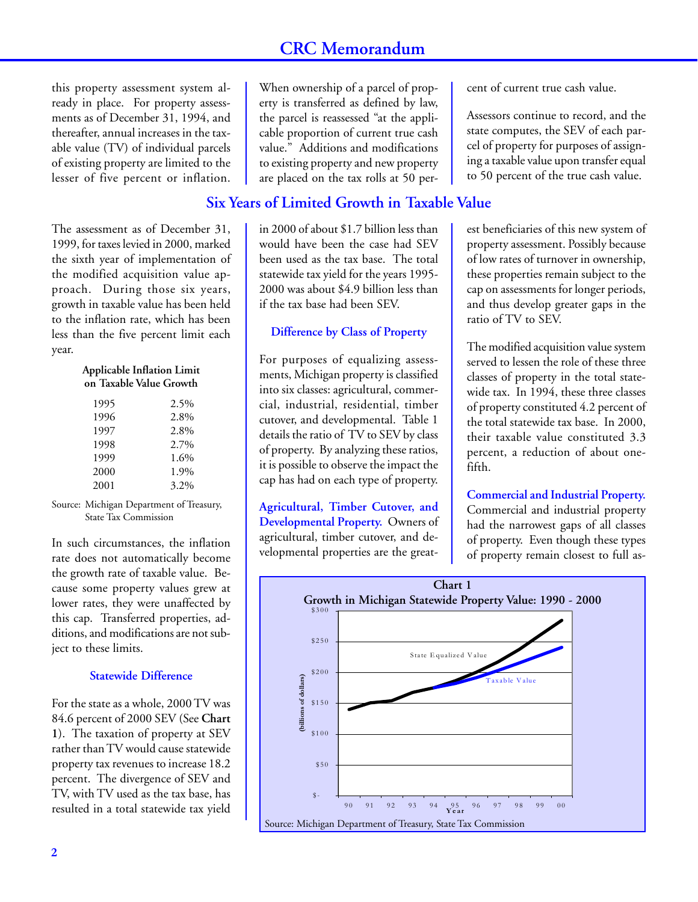this property assessment system already in place. For property assessments as of December 31, 1994, and thereafter, annual increases in the taxable value (TV) of individual parcels of existing property are limited to the lesser of five percent or inflation. When ownership of a parcel of property is transferred as defined by law, the parcel is reassessed "at the applicable proportion of current true cash value." Additions and modifications to existing property and new property are placed on the tax rolls at 50 percent of current true cash value.

Assessors continue to record, and the state computes, the SEV of each parcel of property for purposes of assigning a taxable value upon transfer equal to 50 percent of the true cash value.

## Six Years of Limited Growth in Taxable Value

The assessment as of December 31, 1999, for taxes levied in 2000, marked the sixth year of implementation of the modified acquisition value approach. During those six years, growth in taxable value has been held to the inflation rate, which has been less than the five percent limit each year.

**Applicable Inflation Limit on Taxable Value Growth**

| | |
|---|---|
| 1995 | 2.5% |
| 1996 | 2.8% |
| 1997 | 2.8% |
| 1998 | 2.7% |
| 1999 | 1.6% |
| 2000 | 1.9% |
| 2001 | 3.2% |

Source: Michigan Department of Treasury, State Tax Commission

In such circumstances, the inflation rate does not automatically become the growth rate of taxable value. Because some property values grew at lower rates, they were unaffected by this cap. Transferred properties, additions, and modifications are not subject to these limits.

### Statewide Difference

For the state as a whole, 2000 TV was 84.6 percent of 2000 SEV (See **Chart 1**). The taxation of property at SEV rather than TV would cause statewide property tax revenues to increase 18.2 percent. The divergence of SEV and TV, with TV used as the tax base, has resulted in a total statewide tax yield in 2000 of about $1.7 billion less than would have been the case had SEV been used as the tax base. The total statewide tax yield for the years 1995-2000 was about $4.9 billion less than if the tax base had been SEV.

### Difference by Class of Property

For purposes of equalizing assessments, Michigan property is classified into six classes: agricultural, commercial, industrial, residential, timber cutover, and developmental. Table 1 details the ratio of TV to SEV by class of property. By analyzing these ratios, it is possible to observe the impact the cap has had on each type of property.

**Agricultural, Timber Cutover, and Developmental Property.** Owners of agricultural, timber cutover, and developmental properties are the greatest beneficiaries of this new system of property assessment. Possibly because of low rates of turnover in ownership, these properties remain subject to the cap on assessments for longer periods, and thus develop greater gaps in the ratio of TV to SEV.

The modified acquisition value system served to lessen the role of these three classes of property in the total statewide tax. In 1994, these three classes of property constituted 4.2 percent of the total statewide tax base. In 2000, their taxable value constituted 3.3 percent, a reduction of about one-fifth.

**Commercial and Industrial Property.** Commercial and industrial property had the narrowest gaps of all classes of property. Even though these types of property remain closest to full as-

**Chart 1**
**Growth in Michigan Statewide Property Value: 1990 - 2000**

Source: Michigan Department of Treasury, State Tax Commission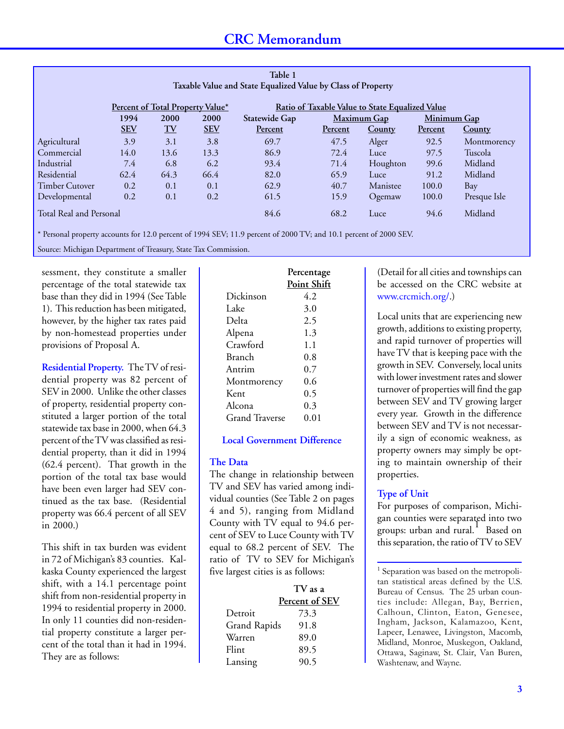**Table 1**
**Taxable Value and State Equalized Value by Class of Property**

| | Percent of Total Property Value* | | | Ratio of Taxable Value to State Equalized Value | | | | |
|---|---|---|---|---|---|---|---|---|
| | 1994 SEV | 2000 TV | 2000 SEV | Statewide Gap Percent | Maximum Gap Percent | Maximum Gap County | Minimum Gap Percent | Minimum Gap County |
| Agricultural | 3.9 | 3.1 | 3.8 | 69.7 | 47.5 | Alger | 92.5 | Montmorency |
| Commercial | 14.0 | 13.6 | 13.3 | 86.9 | 72.4 | Luce | 97.5 | Tuscola |
| Industrial | 7.4 | 6.8 | 6.2 | 93.4 | 71.4 | Houghton | 99.6 | Midland |
| Residential | 62.4 | 64.3 | 66.4 | 82.0 | 65.9 | Luce | 91.2 | Midland |
| Timber Cutover | 0.2 | 0.1 | 0.1 | 62.9 | 40.7 | Manistee | 100.0 | Bay |
| Developmental | 0.2 | 0.1 | 0.2 | 61.5 | 15.9 | Ogemaw | 100.0 | Presque Isle |
| Total Real and Personal | | | | 84.6 | 68.2 | Luce | 94.6 | Midland |

\* Personal property accounts for 12.0 percent of 1994 SEV; 11.9 percent of 2000 TV; and 10.1 percent of 2000 SEV.

Source: Michigan Department of Treasury, State Tax Commission.

sessment, they constitute a smaller percentage of the total statewide tax base than they did in 1994 (See Table 1). This reduction has been mitigated, however, by the higher tax rates paid by non-homestead properties under provisions of Proposal A.

**Residential Property.** The TV of residential property was 82 percent of SEV in 2000. Unlike the other classes of property, residential property constituted a larger portion of the total statewide tax base in 2000, when 64.3 percent of the TV was classified as residential property, than it did in 1994 (62.4 percent). That growth in the portion of the total tax base would have been even larger had SEV continued as the tax base. (Residential property was 66.4 percent of all SEV in 2000.)

This shift in tax burden was evident in 72 of Michigan's 83 counties. Kalkaska County experienced the largest shift, with a 14.1 percentage point shift from non-residential property in 1994 to residential property in 2000. In only 11 counties did non-residential property constitute a larger percent of the total than it had in 1994. They are as follows:

| | Percentage Point Shift |
|---|---|
| Dickinson | 4.2 |
| Lake | 3.0 |
| Delta | 2.5 |
| Alpena | 1.3 |
| Crawford | 1.1 |
| Branch | 0.8 |
| Antrim | 0.7 |
| Montmorency | 0.6 |
| Kent | 0.5 |
| Alcona | 0.3 |
| Grand Traverse | 0.01 |

## Local Government Difference

### The Data

The change in relationship between TV and SEV has varied among individual counties (See Table 2 on pages 4 and 5), ranging from Midland County with TV equal to 94.6 percent of SEV to Luce County with TV equal to 68.2 percent of SEV. The ratio of TV to SEV for Michigan's five largest cities is as follows:

| | TV as a Percent of SEV |
|---|---|
| Detroit | 73.3 |
| Grand Rapids | 91.8 |
| Warren | 89.0 |
| Flint | 89.5 |
| Lansing | 90.5 |

(Detail for all cities and townships can be accessed on the CRC website at www.crcmich.org/.)

Local units that are experiencing new growth, additions to existing property, and rapid turnover of properties will have TV that is keeping pace with the growth in SEV. Conversely, local units with lower investment rates and slower turnover of properties will find the gap between SEV and TV growing larger every year. Growth in the difference between SEV and TV is not necessarily a sign of economic weakness, as property owners may simply be opting to maintain ownership of their properties.

### Type of Unit

For purposes of comparison, Michigan counties were separated into two groups: urban and rural.[1] Based on this separation, the ratio of TV to SEV

[1] Separation was based on the metropolitan statistical areas defined by the U.S. Bureau of Census. The 25 urban counties include: Allegan, Bay, Berrien, Calhoun, Clinton, Eaton, Genesee, Ingham, Jackson, Kalamazoo, Kent, Lapeer, Lenawee, Livingston, Macomb, Midland, Monroe, Muskegon, Oakland, Ottawa, Saginaw, St. Clair, Van Buren, Washtenaw, and Wayne.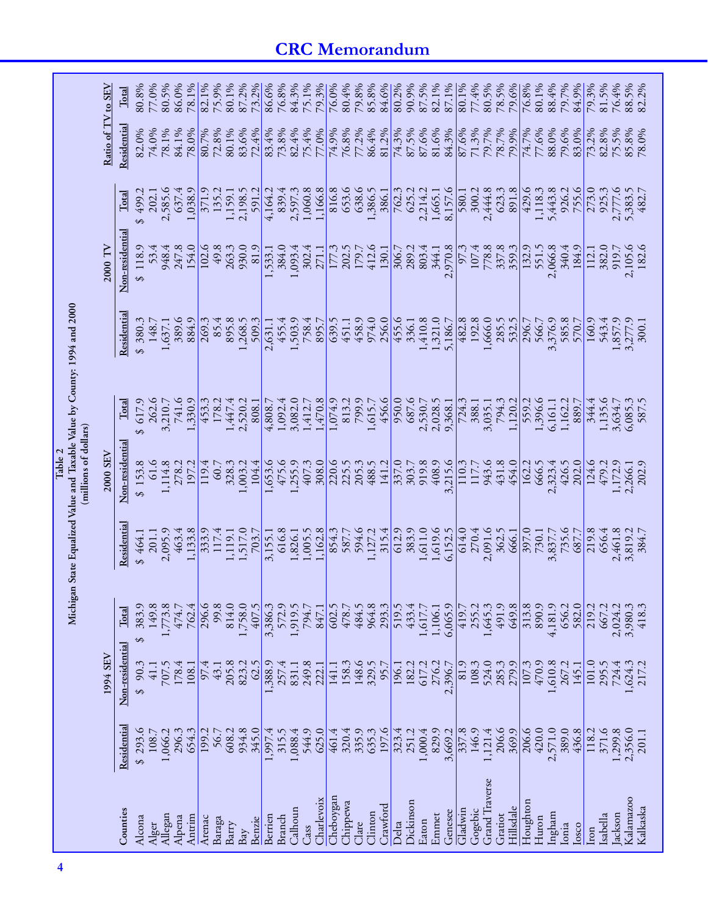Table 2
Michigan State Equalized Value and Taxable Value by County: 1994 and 2000
(millions of dollars)

| Counties | 1994 SEV | | | 2000 SEV | | | 2000 TV | | | Ratio of TV to SEV | |
|---|---|---|---|---|---|---|---|---|---|---|---|
| | Residential | Non-residential | Total | Residential | Non-residential | Total | Residential | Non-residential | Total | Residential | Total |
| Alcona | $ 293.6 | $ 90.3 | $ 383.9 | $ 464.1 | $ 153.8 | $ 617.9 | $ 380.3 | $ 118.9 | $ 499.2 | 82.0% | 80.8% |
| Alger | 108.7 | 41.1 | 149.8 | 201.1 | 61.6 | 262.6 | 148.7 | 53.4 | 202.1 | 74.0% | 77.0% |
| Allegan | 1,066.2 | 707.5 | 1,773.8 | 2,095.9 | 1,114.8 | 3,210.7 | 1,637.1 | 948.4 | 2,585.6 | 78.1% | 80.5% |
| Alpena | 296.3 | 178.4 | 474.7 | 463.4 | 278.2 | 741.6 | 389.6 | 247.8 | 637.4 | 84.1% | 86.0% |
| Antrim | 654.3 | 108.1 | 762.4 | 1,133.8 | 197.2 | 1,330.9 | 884.9 | 154.0 | 1,038.9 | 78.0% | 78.1% |
| Arenac | 199.2 | 97.4 | 296.6 | 333.9 | 119.4 | 453.3 | 269.3 | 102.6 | 371.9 | 80.7% | 82.1% |
| Baraga | 56.7 | 43.1 | 99.8 | 117.4 | 60.7 | 178.2 | 85.4 | 49.8 | 135.2 | 72.8% | 75.9% |
| Barry | 608.2 | 205.8 | 814.0 | 1,119.1 | 328.3 | 1,447.4 | 895.8 | 263.3 | 1,159.1 | 80.1% | 80.1% |
| Bay | 934.8 | 823.2 | 1,758.0 | 1,517.0 | 1,003.2 | 2,520.2 | 1,268.5 | 930.0 | 2,198.5 | 83.6% | 87.2% |
| Benzie | 345.0 | 62.5 | 407.5 | 703.7 | 104.4 | 808.1 | 509.3 | 81.9 | 591.2 | 72.4% | 73.2% |
| Berrien | 1,997.4 | 1,388.9 | 3,386.3 | 3,155.1 | 1,653.6 | 4,808.7 | 2,631.1 | 1,533.1 | 4,164.2 | 83.4% | 86.6% |
| Branch | 315.5 | 257.4 | 572.9 | 616.8 | 475.6 | 1,092.4 | 455.4 | 384.0 | 839.4 | 73.8% | 76.8% |
| Calhoun | 1,088.4 | 831.1 | 1,919.5 | 1,826.1 | 1,255.9 | 3,082.0 | 1,503.9 | 1,093.4 | 2,597.3 | 82.4% | 84.3% |
| Cass | 544.9 | 249.8 | 794.7 | 1,005.5 | 407.3 | 1,412.7 | 758.4 | 302.4 | 1,060.8 | 75.4% | 75.1% |
| Charlevoix | 625.0 | 222.1 | 847.1 | 1,162.8 | 308.0 | 1,470.8 | 895.7 | 271.1 | 1,166.8 | 77.0% | 79.3% |
| Cheboygan | 461.4 | 141.1 | 602.5 | 854.3 | 220.6 | 1,074.9 | 639.5 | 177.3 | 816.8 | 74.9% | 76.0% |
| Chippewa | 320.4 | 158.3 | 478.7 | 587.7 | 225.5 | 813.2 | 451.1 | 202.5 | 653.6 | 76.8% | 80.4% |
| Clare | 335.9 | 148.6 | 484.5 | 594.6 | 205.3 | 799.9 | 458.9 | 179.7 | 638.6 | 77.2% | 79.8% |
| Clinton | 635.3 | 329.5 | 964.8 | 1,127.2 | 488.5 | 1,615.7 | 974.0 | 412.6 | 1,386.5 | 86.4% | 85.8% |
| Crawford | 197.6 | 95.7 | 293.3 | 315.4 | 141.2 | 456.6 | 256.0 | 130.1 | 386.1 | 81.2% | 84.6% |
| Delta | 323.4 | 196.1 | 519.5 | 612.9 | 337.0 | 950.0 | 455.6 | 306.7 | 762.3 | 74.3% | 80.2% |
| Dickinson | 251.2 | 182.2 | 433.4 | 383.9 | 303.7 | 687.6 | 336.1 | 289.2 | 625.2 | 87.5% | 90.9% |
| Eaton | 1,000.4 | 617.2 | 1,617.7 | 1,611.0 | 919.8 | 2,530.7 | 1,410.8 | 803.4 | 2,214.2 | 87.6% | 87.5% |
| Emmet | 829.9 | 276.2 | 1,106.1 | 1,619.6 | 408.9 | 2,028.5 | 1,321.0 | 344.1 | 1,665.1 | 81.6% | 82.1% |
| Genesee | 3,669.2 | 2,396.7 | 6,065.9 | 6,152.5 | 3,215.6 | 9,368.1 | 5,186.7 | 2,970.8 | 8,157.6 | 84.3% | 87.1% |
| Gladwin | 337.8 | 81.9 | 419.7 | 614.0 | 110.3 | 724.3 | 482.8 | 97.3 | 580.1 | 87.6% | 80.1% |
| Gogebic | 146.9 | 108.3 | 255.2 | 270.4 | 117.7 | 388.1 | 192.8 | 107.4 | 300.2 | 71.3% | 77.4% |
| Grand Traverse | 1,121.4 | 524.0 | 1,645.3 | 2,091.6 | 943.6 | 3,035.1 | 1,666.0 | 778.8 | 2,444.8 | 79.7% | 80.5% |
| Gratiot | 206.6 | 285.3 | 491.9 | 362.5 | 431.8 | 794.3 | 285.5 | 337.8 | 623.3 | 78.7% | 78.5% |
| Hillsdale | 369.9 | 279.9 | 649.8 | 666.1 | 454.0 | 1,120.2 | 532.5 | 359.3 | 891.8 | 79.9% | 79.6% |
| Houghton | 206.6 | 107.3 | 313.8 | 397.0 | 162.2 | 559.2 | 296.7 | 132.9 | 429.6 | 74.7% | 76.8% |
| Huron | 420.0 | 470.9 | 890.9 | 730.1 | 666.5 | 1,396.6 | 566.7 | 551.5 | 1,118.3 | 77.6% | 80.1% |
| Ingham | 2,571.0 | 1,610.8 | 4,181.9 | 3,837.7 | 2,323.4 | 6,161.1 | 3,376.9 | 2,066.8 | 5,443.8 | 88.0% | 88.4% |
| Ionia | 389.0 | 267.2 | 656.2 | 735.6 | 426.5 | 1,162.2 | 585.8 | 340.4 | 926.2 | 79.6% | 79.7% |
| Iosco | 436.8 | 145.1 | 582.0 | 687.7 | 202.0 | 889.7 | 570.7 | 184.9 | 755.6 | 83.0% | 84.9% |
| Iron | 118.2 | 101.0 | 219.2 | 219.8 | 124.6 | 344.4 | 160.9 | 112.1 | 273.0 | 73.2% | 79.3% |
| Isabella | 371.6 | 295.5 | 667.2 | 656.4 | 479.2 | 1,135.6 | 543.4 | 382.0 | 925.3 | 82.8% | 81.5% |
| Jackson | 1,299.8 | 724.4 | 2,024.2 | 2,461.8 | 1,172.9 | 3,634.7 | 1,857.9 | 919.7 | 2,777.6 | 75.5% | 76.4% |
| Kalamazoo | 2,356.0 | 1,624.3 | 3,980.3 | 3,819.2 | 2,266.1 | 6,085.3 | 3,277.9 | 2,105.6 | 5,383.5 | 85.8% | 88.5% |
| Kalkaska | 201.1 | 217.2 | 418.3 | 384.7 | 202.9 | 587.5 | 300.1 | 182.6 | 482.7 | 78.0% | 82.2% |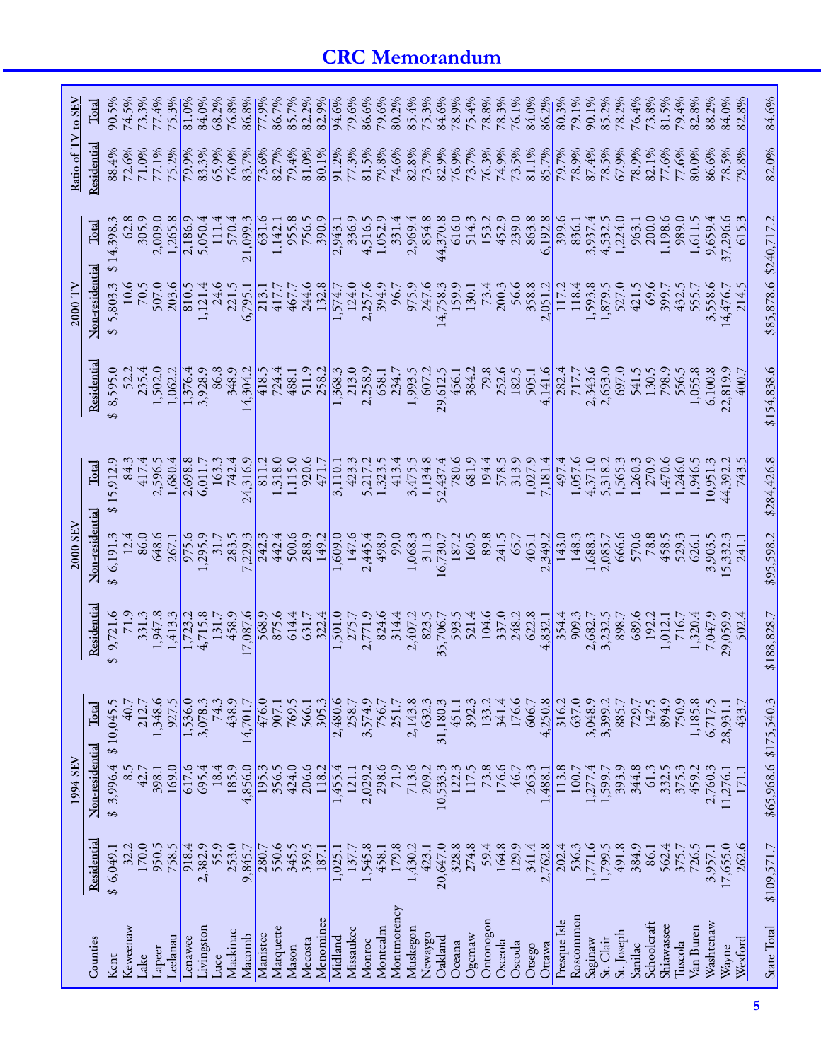| Counties | 1994 SEV | | | 2000 SEV | | | 2000 TV | | | Ratio of TV to SEV | |
|---|---|---|---|---|---|---|---|---|---|---|---|
| | Residential | Non-residential | Total | Residential | Non-residential | Total | Residential | Non-residential | Total | Residential | Total |
| Kent | $ 6,049.1 | $ 3,996.4 | $ 10,045.5 | $ 9,721.6 | $ 6,191.3 | $ 15,912.9 | $ 8,595.0 | $ 5,803.3 | $ 14,398.3 | 88.4% | 90.5% |
| Keweenaw | 32.2 | 8.5 | 40.7 | 71.9 | 12.4 | 84.3 | 52.2 | 10.6 | 62.8 | 72.6% | 74.5% |
| Lake | 170.0 | 42.7 | 212.7 | 331.3 | 86.0 | 417.4 | 235.4 | 70.5 | 305.9 | 71.0% | 73.3% |
| Lapeer | 950.5 | 398.1 | 1,348.6 | 1,947.8 | 648.6 | 2,596.5 | 1,502.0 | 507.0 | 2,009.0 | 77.1% | 77.4% |
| Leelanau | 758.5 | 169.0 | 927.5 | 1,413.3 | 267.1 | 1,680.4 | 1,062.2 | 203.6 | 1,265.8 | 75.2% | 75.3% |
| Lenawee | 918.4 | 617.6 | 1,536.0 | 1,723.2 | 975.6 | 2,698.8 | 1,376.4 | 810.5 | 2,186.9 | 79.9% | 81.0% |
| Livingston | 2,382.9 | 695.4 | 3,078.3 | 4,715.8 | 1,295.9 | 6,011.7 | 3,928.9 | 1,121.4 | 5,050.4 | 83.3% | 84.0% |
| Luce | 55.9 | 18.4 | 74.3 | 131.7 | 31.7 | 163.3 | 86.8 | 24.6 | 111.4 | 65.9% | 68.2% |
| Mackinac | 253.0 | 185.9 | 438.9 | 458.9 | 283.5 | 742.4 | 348.9 | 221.5 | 570.4 | 76.0% | 76.8% |
| Macomb | 9,845.7 | 4,856.0 | 14,701.7 | 17,087.6 | 7,229.3 | 24,316.9 | 14,304.2 | 6,795.1 | 21,099.3 | 83.7% | 86.8% |
| Manistee | 280.7 | 195.3 | 476.0 | 568.9 | 242.3 | 811.2 | 418.5 | 213.1 | 631.6 | 73.6% | 77.9% |
| Marquette | 550.6 | 356.5 | 907.1 | 875.6 | 442.4 | 1,318.0 | 724.4 | 417.7 | 1,142.1 | 82.7% | 86.7% |
| Mason | 345.5 | 424.0 | 769.5 | 614.4 | 500.6 | 1,115.0 | 488.1 | 467.7 | 955.8 | 79.4% | 85.7% |
| Mecosta | 359.5 | 206.6 | 566.1 | 631.7 | 288.9 | 920.6 | 511.9 | 244.6 | 756.5 | 81.0% | 82.2% |
| Menominee | 187.1 | 118.2 | 305.3 | 322.4 | 149.2 | 471.7 | 258.2 | 132.8 | 390.9 | 80.1% | 82.9% |
| Midland | 1,025.1 | 1,455.4 | 2,480.6 | 1,501.0 | 1,609.0 | 3,110.1 | 1,368.3 | 1,574.7 | 2,943.1 | 91.2% | 94.6% |
| Missaukee | 137.7 | 121.1 | 258.7 | 275.7 | 147.6 | 423.3 | 213.0 | 124.0 | 336.9 | 77.3% | 79.6% |
| Monroe | 1,545.8 | 2,029.2 | 3,574.9 | 2,771.9 | 2,445.4 | 5,217.2 | 2,258.9 | 2,257.6 | 4,516.5 | 81.5% | 86.6% |
| Montcalm | 458.1 | 298.6 | 756.7 | 824.6 | 498.9 | 1,323.5 | 658.1 | 394.9 | 1,052.9 | 79.8% | 79.6% |
| Montmorency | 179.8 | 71.9 | 251.7 | 314.4 | 99.0 | 413.4 | 234.7 | 96.7 | 331.4 | 74.6% | 80.2% |
| Muskegon | 1,430.2 | 713.6 | 2,143.8 | 2,407.2 | 1,068.3 | 3,475.5 | 1,993.5 | 975.9 | 2,969.4 | 82.8% | 85.4% |
| Newaygo | 423.1 | 209.2 | 632.3 | 823.5 | 311.3 | 1,134.8 | 607.2 | 247.6 | 854.8 | 73.7% | 75.3% |
| Oakland | 20,647.0 | 10,533.3 | 31,180.3 | 35,706.7 | 16,730.7 | 52,437.4 | 29,612.5 | 14,758.3 | 44,370.8 | 82.9% | 84.6% |
| Oceana | 328.8 | 122.3 | 451.1 | 593.5 | 187.2 | 780.6 | 456.1 | 159.9 | 616.0 | 76.9% | 78.9% |
| Ogemaw | 274.8 | 117.5 | 392.3 | 521.4 | 160.5 | 681.9 | 384.2 | 130.1 | 514.3 | 73.7% | 75.4% |
| Ontonogon | 59.4 | 73.8 | 133.2 | 104.6 | 89.8 | 194.4 | 79.8 | 73.4 | 153.2 | 76.3% | 78.8% |
| Osceola | 164.8 | 176.6 | 341.4 | 337.0 | 241.5 | 578.5 | 252.6 | 200.3 | 452.9 | 74.9% | 78.3% |
| Oscoda | 129.9 | 46.7 | 176.6 | 248.2 | 65.7 | 313.9 | 182.5 | 56.6 | 239.0 | 73.5% | 76.1% |
| Otsego | 341.4 | 265.3 | 606.7 | 622.8 | 405.1 | 1,027.9 | 505.1 | 358.8 | 863.8 | 81.1% | 84.0% |
| Ottawa | 2,762.8 | 1,488.1 | 4,250.8 | 4,832.1 | 2,349.2 | 7,181.4 | 4,141.6 | 2,051.2 | 6,192.8 | 85.7% | 86.2% |
| Presque Isle | 202.4 | 113.8 | 316.2 | 354.4 | 143.0 | 497.4 | 282.4 | 117.2 | 399.6 | 79.7% | 80.3% |
| Roscommon | 536.3 | 100.7 | 637.0 | 909.3 | 148.3 | 1,057.6 | 717.7 | 118.4 | 836.1 | 78.9% | 79.1% |
| Saginaw | 1,771.6 | 1,277.4 | 3,048.9 | 2,682.7 | 1,688.3 | 4,371.0 | 2,343.6 | 1,593.8 | 3,937.4 | 87.4% | 90.1% |
| St. Clair | 1,799.5 | 1,599.7 | 3,399.2 | 3,232.5 | 2,085.7 | 5,318.2 | 2,653.0 | 1,879.5 | 4,532.5 | 78.5% | 85.2% |
| St. Joseph | 491.8 | 393.9 | 885.7 | 898.7 | 666.6 | 1,565.3 | 697.0 | 527.0 | 1,224.0 | 67.9% | 78.2% |
| Sanilac | 384.9 | 344.8 | 729.7 | 689.6 | 570.6 | 1,260.3 | 541.5 | 421.5 | 963.1 | 78.9% | 76.4% |
| Schoolcraft | 86.1 | 61.3 | 147.5 | 192.2 | 78.8 | 270.9 | 130.5 | 69.6 | 200.0 | 82.1% | 73.8% |
| Shiawassee | 562.4 | 332.5 | 894.9 | 1,012.1 | 458.5 | 1,470.6 | 798.9 | 399.7 | 1,198.6 | 77.6% | 81.5% |
| Tuscola | 375.7 | 375.3 | 750.9 | 716.7 | 529.3 | 1,246.0 | 556.5 | 432.5 | 989.0 | 77.6% | 79.4% |
| Van Buren | 726.5 | 459.2 | 1,185.8 | 1,320.4 | 626.1 | 1,946.5 | 1,055.8 | 555.7 | 1,611.5 | 80.0% | 82.8% |
| Washtenaw | 3,957.1 | 2,760.3 | 6,717.5 | 7,047.9 | 3,903.5 | 10,951.3 | 6,100.8 | 3,558.6 | 9,659.4 | 86.6% | 88.2% |
| Wayne | 17,655.0 | 11,276.1 | 28,931.1 | 29,059.9 | 15,332.3 | 44,392.2 | 22,819.9 | 14,476.7 | 37,296.6 | 78.5% | 84.0% |
| Wexford | 262.6 | 171.1 | 433.7 | 502.4 | 241.1 | 743.5 | 400.7 | 214.5 | 615.3 | 79.8% | 82.8% |
| State Total | $109,571.7 | $65,968.6 | $175,540.3 | $188,828.7 | $95,598.2 | $284,426.8 | $154,838.6 | $85,878.6 | $240,717.2 | 82.0% | 84.6% |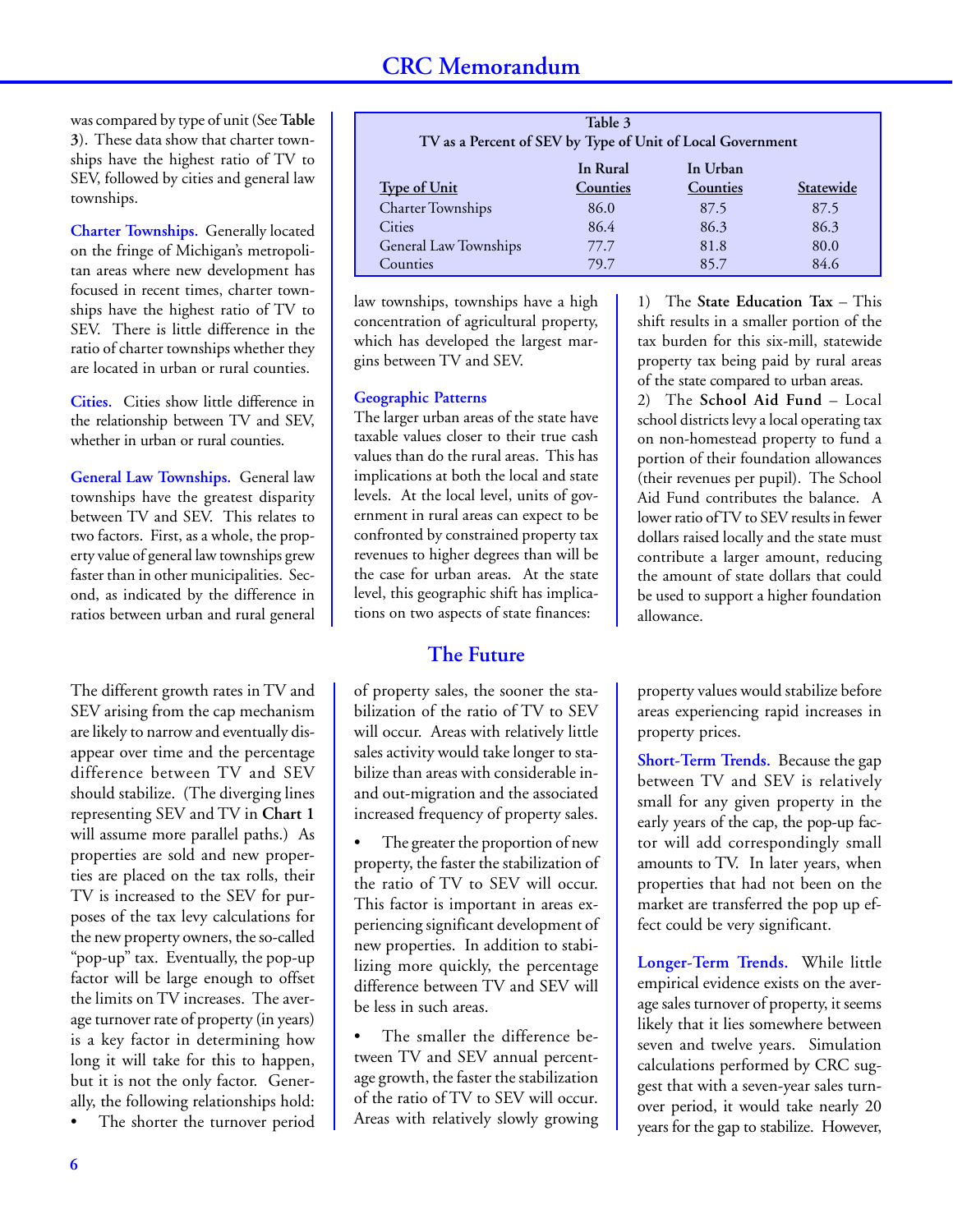was compared by type of unit (See **Table 3**). These data show that charter townships have the highest ratio of TV to SEV, followed by cities and general law townships.

**Charter Townships.** Generally located on the fringe of Michigan's metropolitan areas where new development has focused in recent times, charter townships have the highest ratio of TV to SEV. There is little difference in the ratio of charter townships whether they are located in urban or rural counties.

**Cities.** Cities show little difference in the relationship between TV and SEV, whether in urban or rural counties.

**General Law Townships.** General law townships have the greatest disparity between TV and SEV. This relates to two factors. First, as a whole, the property value of general law townships grew faster than in other municipalities. Second, as indicated by the difference in ratios between urban and rural general law townships, townships have a high concentration of agricultural property, which has developed the largest margins between TV and SEV.

**Table 3**
**TV as a Percent of SEV by Type of Unit of Local Government**

| Type of Unit | In Rural Counties | In Urban Counties | Statewide |
|---|---|---|---|
| Charter Townships | 86.0 | 87.5 | 87.5 |
| Cities | 86.4 | 86.3 | 86.3 |
| General Law Townships | 77.7 | 81.8 | 80.0 |
| Counties | 79.7 | 85.7 | 84.6 |

**Geographic Patterns**

The larger urban areas of the state have taxable values closer to their true cash values than do the rural areas. This has implications at both the local and state levels. At the local level, units of government in rural areas can expect to be confronted by constrained property tax revenues to higher degrees than will be the case for urban areas. At the state level, this geographic shift has implications on two aspects of state finances:

1) The **State Education Tax** – This shift results in a smaller portion of the tax burden for this six-mill, statewide property tax being paid by rural areas of the state compared to urban areas.
2) The **School Aid Fund** – Local school districts levy a local operating tax on non-homestead property to fund a portion of their foundation allowances (their revenues per pupil). The School Aid Fund contributes the balance. A lower ratio of TV to SEV results in fewer dollars raised locally and the state must contribute a larger amount, reducing the amount of state dollars that could be used to support a higher foundation allowance.

## The Future

The different growth rates in TV and SEV arising from the cap mechanism are likely to narrow and eventually disappear over time and the percentage difference between TV and SEV should stabilize. (The diverging lines representing SEV and TV in **Chart 1** will assume more parallel paths.) As properties are sold and new properties are placed on the tax rolls, their TV is increased to the SEV for purposes of the tax levy calculations for the new property owners, the so-called "pop-up" tax. Eventually, the pop-up factor will be large enough to offset the limits on TV increases. The average turnover rate of property (in years) is a key factor in determining how long it will take for this to happen, but it is not the only factor. Generally, the following relationships hold:

- The shorter the turnover period of property sales, the sooner the stabilization of the ratio of TV to SEV will occur. Areas with relatively little sales activity would take longer to stabilize than areas with considerable in- and out-migration and the associated increased frequency of property sales.
- The greater the proportion of new property, the faster the stabilization of the ratio of TV to SEV will occur. This factor is important in areas experiencing significant development of new properties. In addition to stabilizing more quickly, the percentage difference between TV and SEV will be less in such areas.
- The smaller the difference between TV and SEV annual percentage growth, the faster the stabilization of the ratio of TV to SEV will occur. Areas with relatively slowly growing property values would stabilize before areas experiencing rapid increases in property prices.

**Short-Term Trends.** Because the gap between TV and SEV is relatively small for any given property in the early years of the cap, the pop-up factor will add correspondingly small amounts to TV. In later years, when properties that had not been on the market are transferred the pop up effect could be very significant.

**Longer-Term Trends.** While little empirical evidence exists on the average sales turnover of property, it seems likely that it lies somewhere between seven and twelve years. Simulation calculations performed by CRC suggest that with a seven-year sales turnover period, it would take nearly 20 years for the gap to stabilize. However,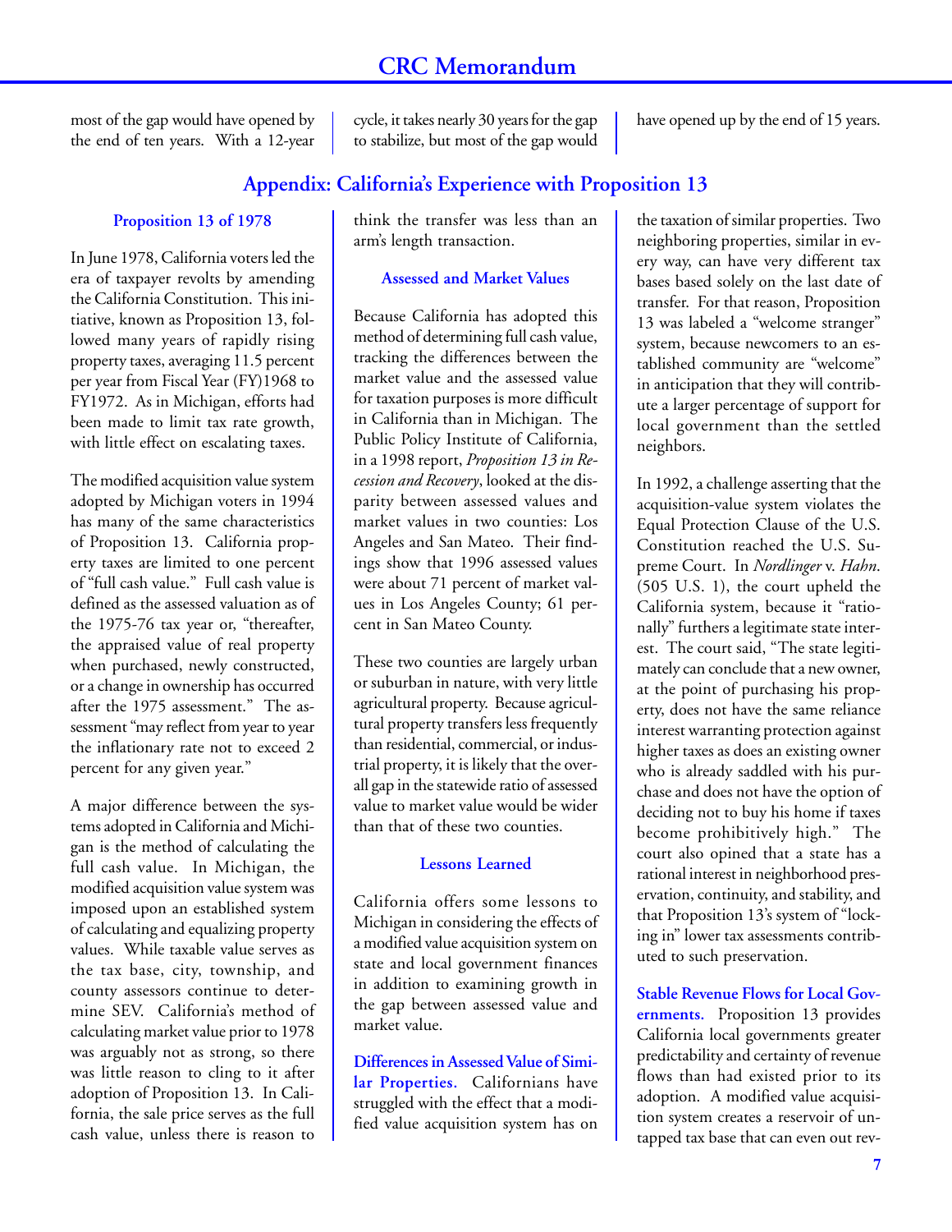most of the gap would have opened by the end of ten years. With a 12-year cycle, it takes nearly 30 years for the gap to stabilize, but most of the gap would have opened up by the end of 15 years.

## Appendix: California's Experience with Proposition 13

### Proposition 13 of 1978

In June 1978, California voters led the era of taxpayer revolts by amending the California Constitution. This initiative, known as Proposition 13, followed many years of rapidly rising property taxes, averaging 11.5 percent per year from Fiscal Year (FY)1968 to FY1972. As in Michigan, efforts had been made to limit tax rate growth, with little effect on escalating taxes.

The modified acquisition value system adopted by Michigan voters in 1994 has many of the same characteristics of Proposition 13. California property taxes are limited to one percent of "full cash value." Full cash value is defined as the assessed valuation as of the 1975-76 tax year or, "thereafter, the appraised value of real property when purchased, newly constructed, or a change in ownership has occurred after the 1975 assessment." The assessment "may reflect from year to year the inflationary rate not to exceed 2 percent for any given year."

A major difference between the systems adopted in California and Michigan is the method of calculating the full cash value. In Michigan, the modified acquisition value system was imposed upon an established system of calculating and equalizing property values. While taxable value serves as the tax base, city, township, and county assessors continue to determine SEV. California's method of calculating market value prior to 1978 was arguably not as strong, so there was little reason to cling to it after adoption of Proposition 13. In California, the sale price serves as the full cash value, unless there is reason to think the transfer was less than an arm's length transaction.

### Assessed and Market Values

Because California has adopted this method of determining full cash value, tracking the differences between the market value and the assessed value for taxation purposes is more difficult in California than in Michigan. The Public Policy Institute of California, in a 1998 report, *Proposition 13 in Recession and Recovery*, looked at the disparity between assessed values and market values in two counties: Los Angeles and San Mateo. Their findings show that 1996 assessed values were about 71 percent of market values in Los Angeles County; 61 percent in San Mateo County.

These two counties are largely urban or suburban in nature, with very little agricultural property. Because agricultural property transfers less frequently than residential, commercial, or industrial property, it is likely that the overall gap in the statewide ratio of assessed value to market value would be wider than that of these two counties.

### Lessons Learned

California offers some lessons to Michigan in considering the effects of a modified value acquisition system on state and local government finances in addition to examining growth in the gap between assessed value and market value.

**Differences in Assessed Value of Similar Properties.** Californians have struggled with the effect that a modified value acquisition system has on the taxation of similar properties. Two neighboring properties, similar in every way, can have very different tax bases based solely on the last date of transfer. For that reason, Proposition 13 was labeled a "welcome stranger" system, because newcomers to an established community are "welcome" in anticipation that they will contribute a larger percentage of support for local government than the settled neighbors.

In 1992, a challenge asserting that the acquisition-value system violates the Equal Protection Clause of the U.S. Constitution reached the U.S. Supreme Court. In *Nordlinger* v. *Hahn*. (505 U.S. 1), the court upheld the California system, because it "rationally" furthers a legitimate state interest. The court said, "The state legitimately can conclude that a new owner, at the point of purchasing his property, does not have the same reliance interest warranting protection against higher taxes as does an existing owner who is already saddled with his purchase and does not have the option of deciding not to buy his home if taxes become prohibitively high." The court also opined that a state has a rational interest in neighborhood preservation, continuity, and stability, and that Proposition 13's system of "locking in" lower tax assessments contributed to such preservation.

**Stable Revenue Flows for Local Governments.** Proposition 13 provides California local governments greater predictability and certainty of revenue flows than had existed prior to its adoption. A modified value acquisition system creates a reservoir of untapped tax base that can even out rev-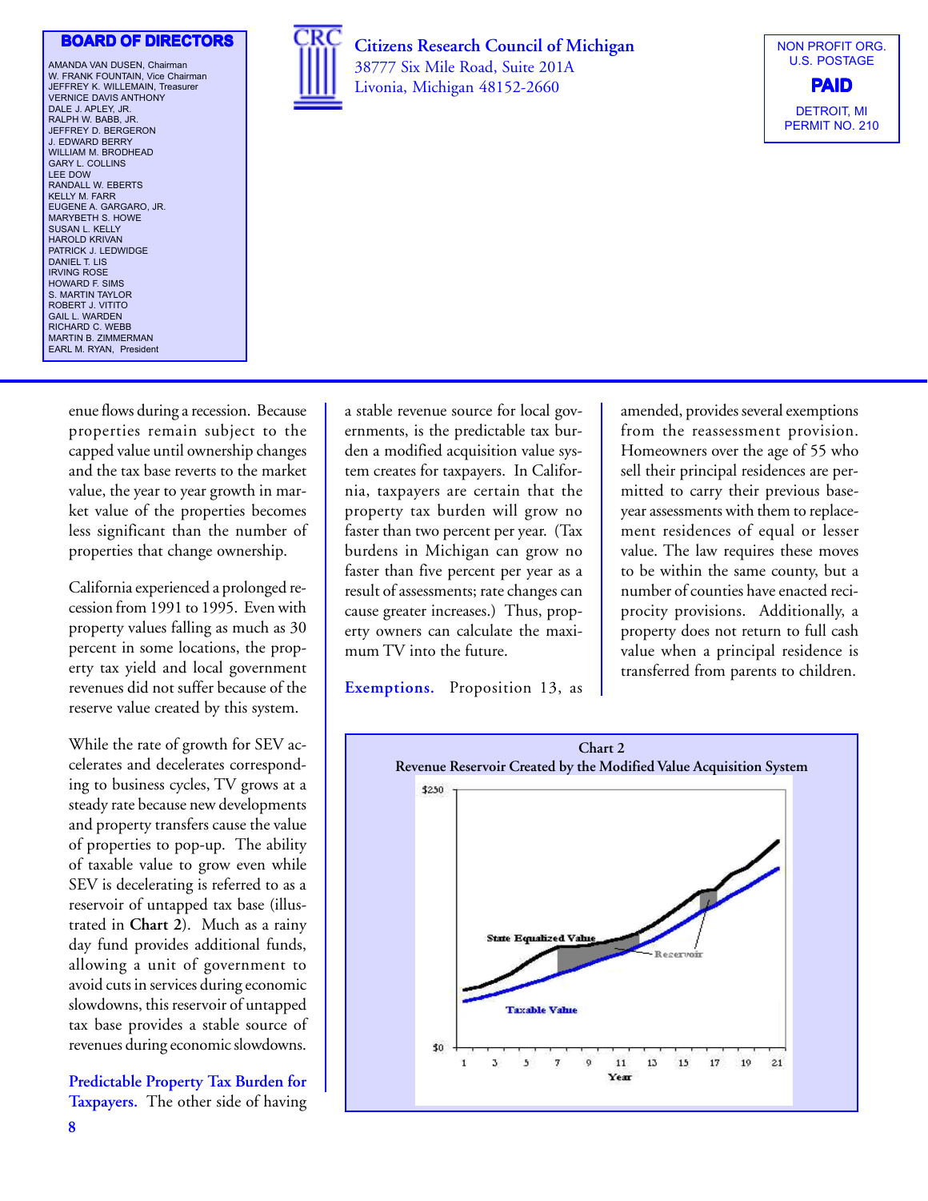## BOARD OF DIRECTORS

AMANDA VAN DUSEN, Chairman
W. FRANK FOUNTAIN, Vice Chairman
JEFFREY K. WILLEMAIN, Treasurer
VERNICE DAVIS ANTHONY
DALE J. APLEY, JR.
RALPH W. BABB, JR.
JEFFREY D. BERGERON
J. EDWARD BERRY
WILLIAM M. BRODHEAD
GARY L. COLLINS
LEE DOW
RANDALL W. EBERTS
KELLY M. FARR
EUGENE A. GARGARO, JR.
MARYBETH S. HOWE
SUSAN L. KELLY
HAROLD KRIVAN
PATRICK J. LEDWIDGE
DANIEL T. LIS
IRVING ROSE
HOWARD F. SIMS
S. MARTIN TAYLOR
ROBERT J. VITITO
GAIL L. WARDEN
RICHARD C. WEBB
MARTIN B. ZIMMERMAN
EARL M. RYAN, President

**Citizens Research Council of Michigan**
38777 Six Mile Road, Suite 201A
Livonia, Michigan 48152-2660

NON PROFIT ORG.
U.S. POSTAGE
**PAID**
DETROIT, MI
PERMIT NO. 210

enue flows during a recession. Because properties remain subject to the capped value until ownership changes and the tax base reverts to the market value, the year to year growth in market value of the properties becomes less significant than the number of properties that change ownership.

California experienced a prolonged recession from 1991 to 1995. Even with property values falling as much as 30 percent in some locations, the property tax yield and local government revenues did not suffer because of the reserve value created by this system.

While the rate of growth for SEV accelerates and decelerates corresponding to business cycles, TV grows at a steady rate because new developments and property transfers cause the value of properties to pop-up. The ability of taxable value to grow even while SEV is decelerating is referred to as a reservoir of untapped tax base (illustrated in **Chart 2**). Much as a rainy day fund provides additional funds, allowing a unit of government to avoid cuts in services during economic slowdowns, this reservoir of untapped tax base provides a stable source of revenues during economic slowdowns.

**Predictable Property Tax Burden for Taxpayers.** The other side of having a stable revenue source for local governments, is the predictable tax burden a modified acquisition value system creates for taxpayers. In California, taxpayers are certain that the property tax burden will grow no faster than two percent per year. (Tax burdens in Michigan can grow no faster than five percent per year as a result of assessments; rate changes can cause greater increases.) Thus, property owners can calculate the maximum TV into the future.

**Exemptions.** Proposition 13, as amended, provides several exemptions from the reassessment provision. Homeowners over the age of 55 who sell their principal residences are permitted to carry their previous base-year assessments with them to replacement residences of equal or lesser value. The law requires these moves to be within the same county, but a number of counties have enacted reciprocity provisions. Additionally, a property does not return to full cash value when a principal residence is transferred from parents to children.

**Chart 2**
**Revenue Reservoir Created by the Modified Value Acquisition System**

$250
$0
State Equalized Value
Reservoir
Taxable Value
1 3 5 7 9 11 13 15 17 19 21
Year